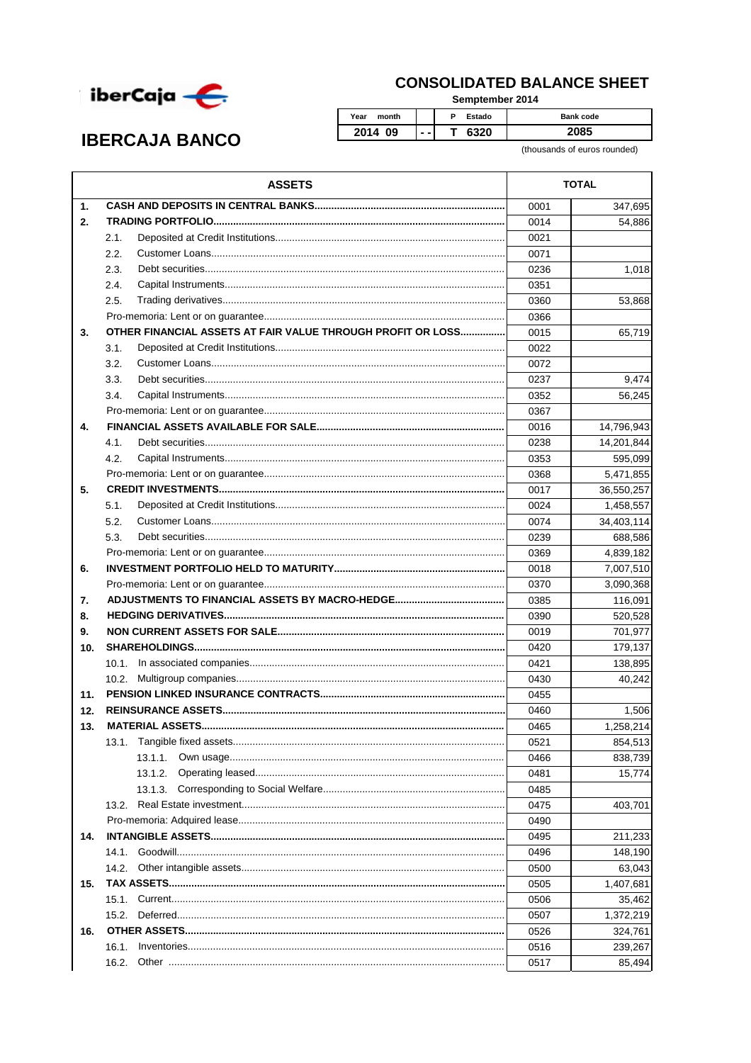iberCaja

# IBERCAJA BANCO

## CONSOLIDATED BALANCE SHEET

Semptember 2014

| Year month | | P Estado | Bank code |
|---|---|---|---|
| 2014 09 | - - | T 6320 | 2085 |

(thousands of euros rounded)

| ASSETS | | TOTAL |
|---|---|---|
| **1. CASH AND DEPOSITS IN CENTRAL BANKS** | 0001 | 347,695 |
| **2. TRADING PORTFOLIO** | 0014 | 54,886 |
| 2.1. Deposited at Credit Institutions | 0021 | |
| 2.2. Customer Loans | 0071 | |
| 2.3. Debt securities | 0236 | 1,018 |
| 2.4. Capital Instruments | 0351 | |
| 2.5. Trading derivatives | 0360 | 53,868 |
| Pro-memoria: Lent or on guarantee | 0366 | |
| **3. OTHER FINANCIAL ASSETS AT FAIR VALUE THROUGH PROFIT OR LOSS** | 0015 | 65,719 |
| 3.1. Deposited at Credit Institutions | 0022 | |
| 3.2. Customer Loans | 0072 | |
| 3.3. Debt securities | 0237 | 9,474 |
| 3.4. Capital Instruments | 0352 | 56,245 |
| Pro-memoria: Lent or on guarantee | 0367 | |
| **4. FINANCIAL ASSETS AVAILABLE FOR SALE** | 0016 | 14,796,943 |
| 4.1. Debt securities | 0238 | 14,201,844 |
| 4.2. Capital Instruments | 0353 | 595,099 |
| Pro-memoria: Lent or on guarantee | 0368 | 5,471,855 |
| **5. CREDIT INVESTMENTS** | 0017 | 36,550,257 |
| 5.1. Deposited at Credit Institutions | 0024 | 1,458,557 |
| 5.2. Customer Loans | 0074 | 34,403,114 |
| 5.3. Debt securities | 0239 | 688,586 |
| Pro-memoria: Lent or on guarantee | 0369 | 4,839,182 |
| **6. INVESTMENT PORTFOLIO HELD TO MATURITY** | 0018 | 7,007,510 |
| Pro-memoria: Lent or on guarantee | 0370 | 3,090,368 |
| **7. ADJUSTMENTS TO FINANCIAL ASSETS BY MACRO-HEDGE** | 0385 | 116,091 |
| **8. HEDGING DERIVATIVES** | 0390 | 520,528 |
| **9. NON CURRENT ASSETS FOR SALE** | 0019 | 701,977 |
| **10. SHAREHOLDINGS** | 0420 | 179,137 |
| 10.1. In associated companies | 0421 | 138,895 |
| 10.2. Multigroup companies | 0430 | 40,242 |
| **11. PENSION LINKED INSURANCE CONTRACTS** | 0455 | |
| **12. REINSURANCE ASSETS** | 0460 | 1,506 |
| **13. MATERIAL ASSETS** | 0465 | 1,258,214 |
| 13.1. Tangible fixed assets | 0521 | 854,513 |
| 13.1.1. Own usage | 0466 | 838,739 |
| 13.1.2. Operating leased | 0481 | 15,774 |
| 13.1.3. Corresponding to Social Welfare | 0485 | |
| 13.2. Real Estate investment | 0475 | 403,701 |
| Pro-memoria: Adquired lease | 0490 | |
| **14. INTANGIBLE ASSETS** | 0495 | 211,233 |
| 14.1. Goodwill | 0496 | 148,190 |
| 14.2. Other intangible assets | 0500 | 63,043 |
| **15. TAX ASSETS** | 0505 | 1,407,681 |
| 15.1. Current | 0506 | 35,462 |
| 15.2. Deferred | 0507 | 1,372,219 |
| **16. OTHER ASSETS** | 0526 | 324,761 |
| 16.1. Inventories | 0516 | 239,267 |
| 16.2. Other | 0517 | 85,494 |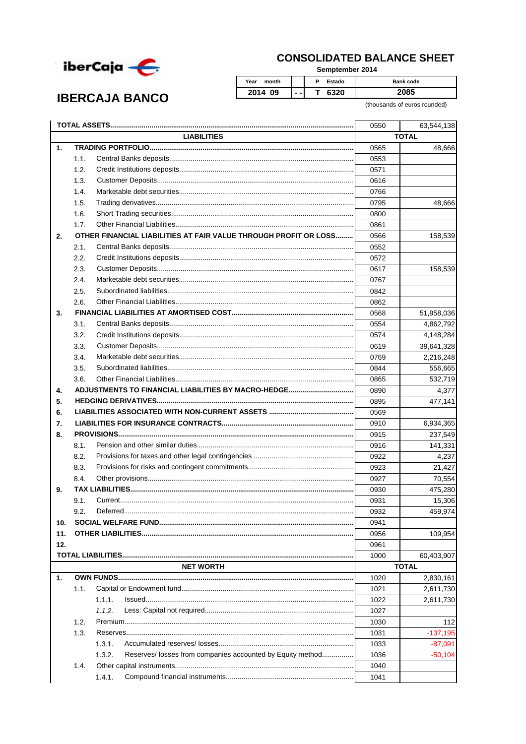ibercaja

# IBERCAJA BANCO

## CONSOLIDATED BALANCE SHEET

Sepptember 2014

| Year month | | P Estado | Bank code |
|---|---|---|---|
| 2014 09 | - - | T 6320 | 2085 |

(thousands of euros rounded)

| | | | Code | TOTAL |
|---|---|---|---|---|
| **TOTAL ASSETS** | | | 0550 | 63,544,138 |
| | **LIABILITIES** | | | **TOTAL** |
| **1.** | **TRADING PORTFOLIO** | | 0565 | 48,666 |
| | 1.1. | Central Banks deposits | 0553 | |
| | 1.2. | Credit Institutions deposits | 0571 | |
| | 1.3. | Customer Deposits | 0616 | |
| | 1.4. | Marketable debt securities | 0766 | |
| | 1.5. | Trading derivatives | 0795 | 48,666 |
| | 1.6. | Short Trading securities | 0800 | |
| | 1.7. | Other Financial Liabilities | 0861 | |
| **2.** | **OTHER FINANCIAL LIABILITIES AT FAIR VALUE THROUGH PROFIT OR LOSS** | | 0566 | 158,539 |
| | 2.1. | Central Banks deposits | 0552 | |
| | 2.2. | Credit Institutions deposits | 0572 | |
| | 2.3. | Customer Deposits | 0617 | 158,539 |
| | 2.4. | Marketable debt securities | 0767 | |
| | 2.5. | Subordinated liabilities | 0842 | |
| | 2.6. | Other Financial Liabilities | 0862 | |
| **3.** | **FINANCIAL LIABILITIES AT AMORTISED COST** | | 0568 | 51,958,036 |
| | 3.1. | Central Banks deposits | 0554 | 4,862,792 |
| | 3.2. | Credit Institutions deposits | 0574 | 4,148,284 |
| | 3.3. | Customer Deposits | 0619 | 39,641,328 |
| | 3.4. | Marketable debt securities | 0769 | 2,216,248 |
| | 3.5. | Subordinated liabilities | 0844 | 556,665 |
| | 3.6. | Other Financial Liabilities | 0865 | 532,719 |
| **4.** | **ADJUSTMENTS TO FINANCIAL LIABILITIES BY MACRO-HEDGE** | | 0890 | 4,377 |
| **5.** | **HEDGING DERIVATIVES** | | 0895 | 477,141 |
| **6.** | **LIABILITIES ASSOCIATED WITH NON-CURRENT ASSETS** | | 0569 | |
| **7.** | **LIABILITIES FOR INSURANCE CONTRACTS** | | 0910 | 6,934,365 |
| **8.** | **PROVISIONS** | | 0915 | 237,549 |
| | 8.1. | Pension and other similar duties | 0916 | 141,331 |
| | 8.2. | Provisions for taxes and other legal contingencies | 0922 | 4,237 |
| | 8.3. | Provisions for risks and contingent commitments | 0923 | 21,427 |
| | 8.4. | Other provisions | 0927 | 70,554 |
| **9.** | **TAX LIABILITIES** | | 0930 | 475,280 |
| | 9.1. | Current | 0931 | 15,306 |
| | 9.2. | Deferred | 0932 | 459,974 |
| **10.** | **SOCIAL WELFARE FUND** | | 0941 | |
| **11.** | **OTHER LIABILITIES** | | 0956 | 109,954 |
| **12.** | | | 0961 | |
| **TOTAL LIABILITIES** | | | 1000 | 60,403,907 |
| | **NET WORTH** | | | **TOTAL** |
| **1.** | **OWN FUNDS** | | 1020 | 2,830,161 |
| | 1.1. | Capital or Endowment fund | 1021 | 2,611,730 |
| | | 1.1.1. Issued | 1022 | 2,611,730 |
| | | *1.1.2.* Less: Capital not required | 1027 | |
| | 1.2. | Premium | 1030 | 112 |
| | 1.3. | Reserves | 1031 | -137,195 |
| | | 1.3.1. Accumulated reserves/ losses | 1033 | -87,091 |
| | | 1.3.2. Reserves/ losses from companies accounted by Equity method | 1036 | -50,104 |
| | 1.4. | Other capital instruments | 1040 | |
| | | 1.4.1. Compound financial instruments | 1041 | |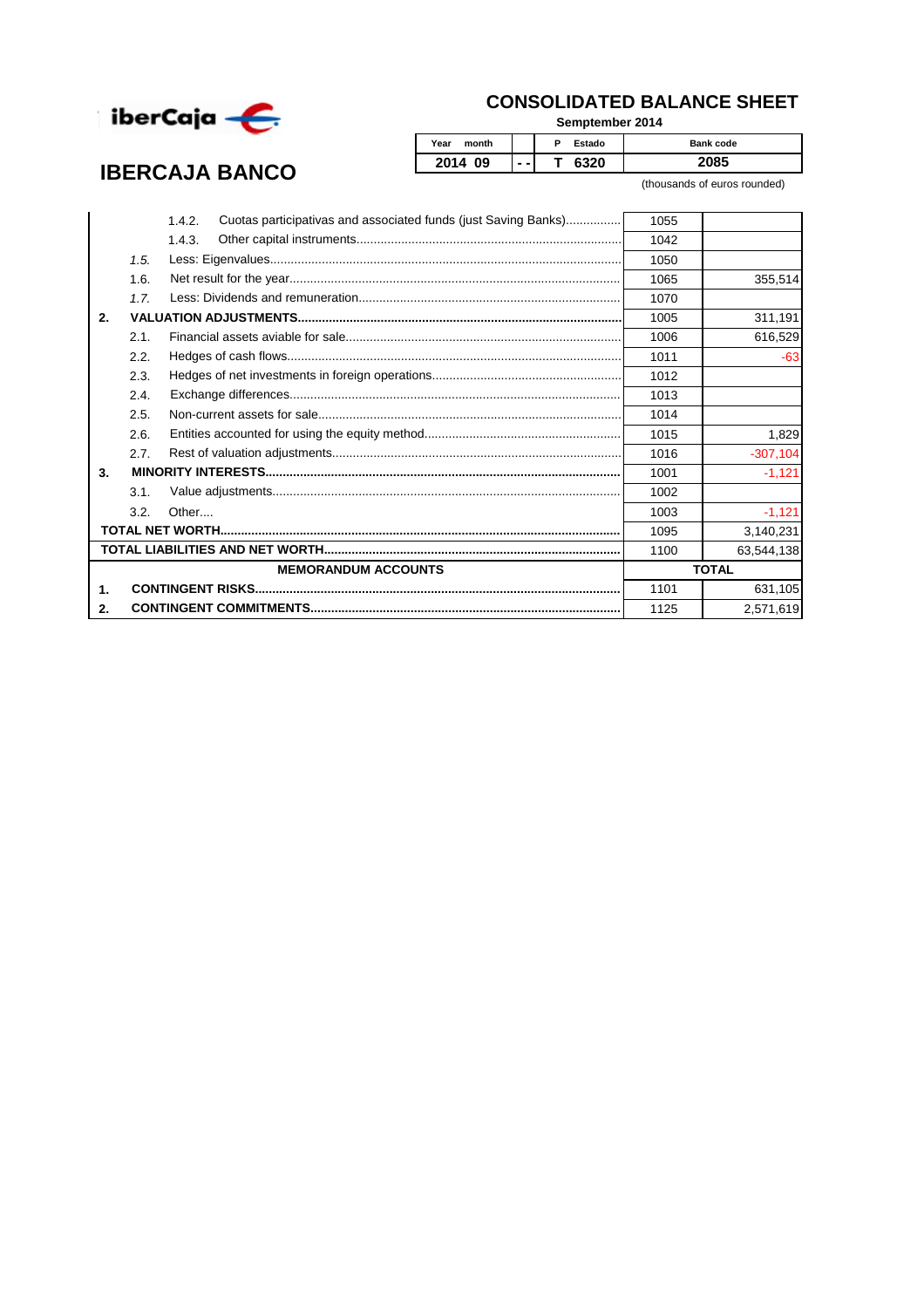# IBERCAJA BANCO

## CONSOLIDATED BALANCE SHEET

**Semptember 2014**

| Year month | | P Estado | Bank code |
|---|---|---|---|
| 2014 09 | - - | T 6320 | 2085 |

(thousands of euros rounded)

| | | | | |
|---|---|---|---|---|
| | 1.4.2. | Cuotas participativas and associated funds (just Saving Banks)................ | 1055 | |
| | 1.4.3. | Other capital instruments............................................................................ | 1042 | |
| | *1.5.* | Less: Eigenvalues........................................................................................ | 1050 | |
| | 1.6. | Net result for the year................................................................................. | 1065 | 355,514 |
| | *1.7.* | Less: Dividends and remuneration............................................................. | 1070 | |
| **2.** | | **VALUATION ADJUSTMENTS.............................................................................** | 1005 | 311,191 |
| | 2.1. | Financial assets aviable for sale................................................................. | 1006 | 616,529 |
| | 2.2. | Hedges of cash flows.................................................................................. | 1011 | -63 |
| | 2.3. | Hedges of net investments in foreign operations....................................... | 1012 | |
| | 2.4. | Exchange differences................................................................................. | 1013 | |
| | 2.5. | Non-current assets for sale......................................................................... | 1014 | |
| | 2.6. | Entities accounted for using the equity method.......................................... | 1015 | 1,829 |
| | 2.7. | Rest of valuation adjustments..................................................................... | 1016 | -307,104 |
| **3.** | | **MINORITY INTERESTS.....................................................................................** | 1001 | -1,121 |
| | 3.1. | Value adjustments....................................................................................... | 1002 | |
| | 3.2. | Other.... | 1003 | -1,121 |
| **TOTAL NET WORTH...................................................................................................** | | | 1095 | 3,140,231 |
| **TOTAL LIABILITIES AND NET WORTH.....................................................................** | | | 1100 | 63,544,138 |
| | | **MEMORANDUM ACCOUNTS** | | **TOTAL** |
| **1.** | | **CONTINGENT RISKS.........................................................................................** | 1101 | 631,105 |
| **2.** | | **CONTINGENT COMMITMENTS..........................................................................** | 1125 | 2,571,619 |